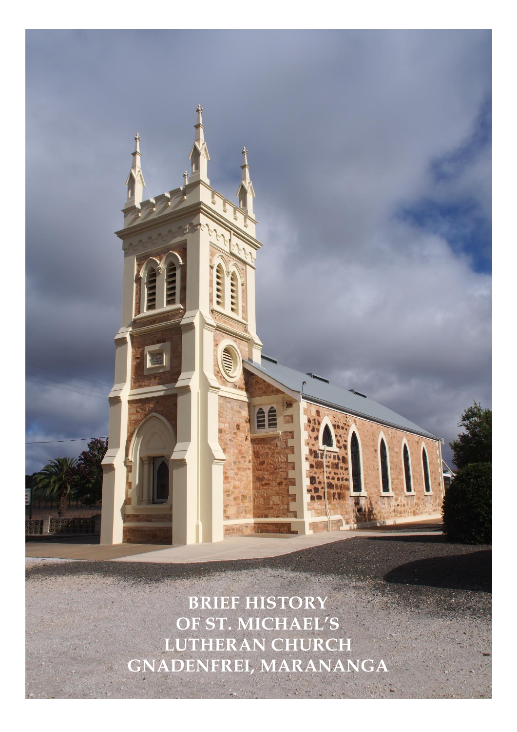# BRIEF HISTORY OF ST. MICHAEL'S LUTHERAN CHURCH GNADENFREI, MARANANGA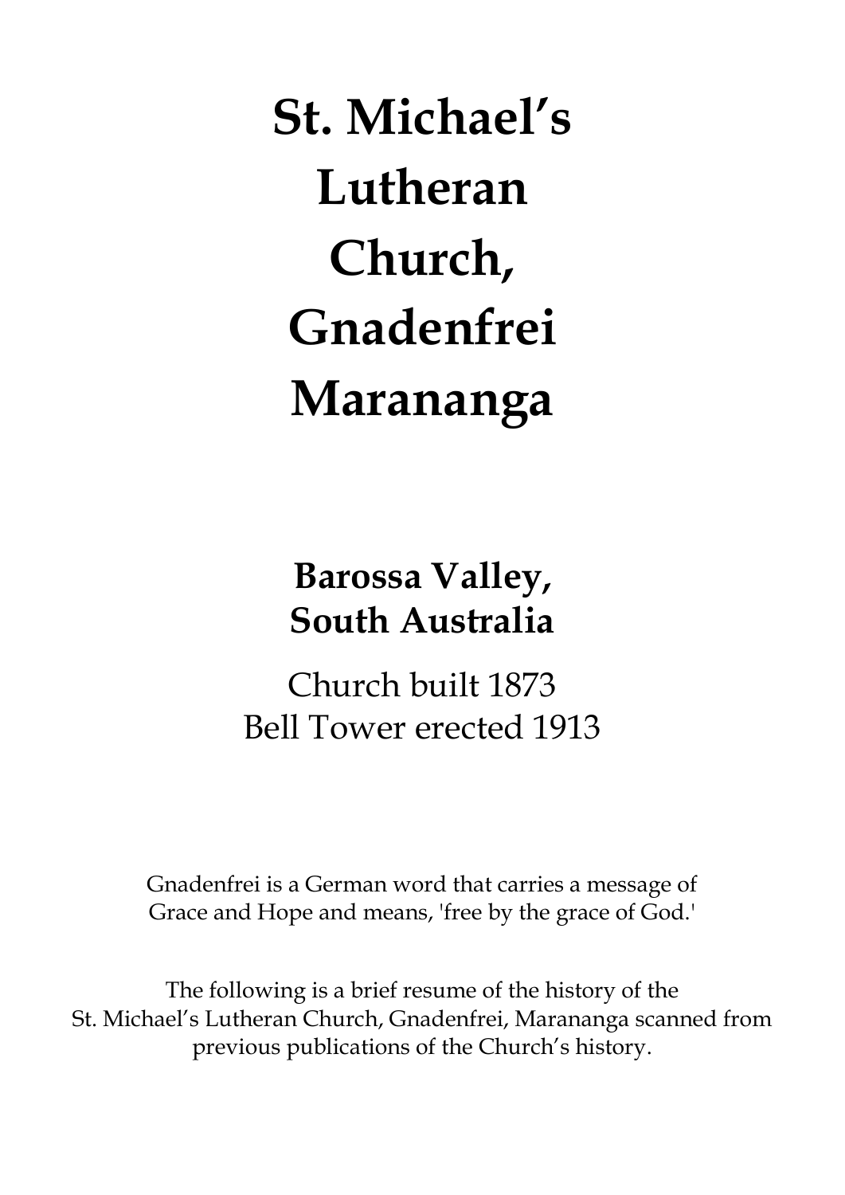# St. Michael's Lutheran Church, Gnadenfrei Marananga

## Barossa Valley, South Australia

Church built 1873
Bell Tower erected 1913

Gnadenfrei is a German word that carries a message of Grace and Hope and means, 'free by the grace of God.'

The following is a brief resume of the history of the St. Michael's Lutheran Church, Gnadenfrei, Marananga scanned from previous publications of the Church's history.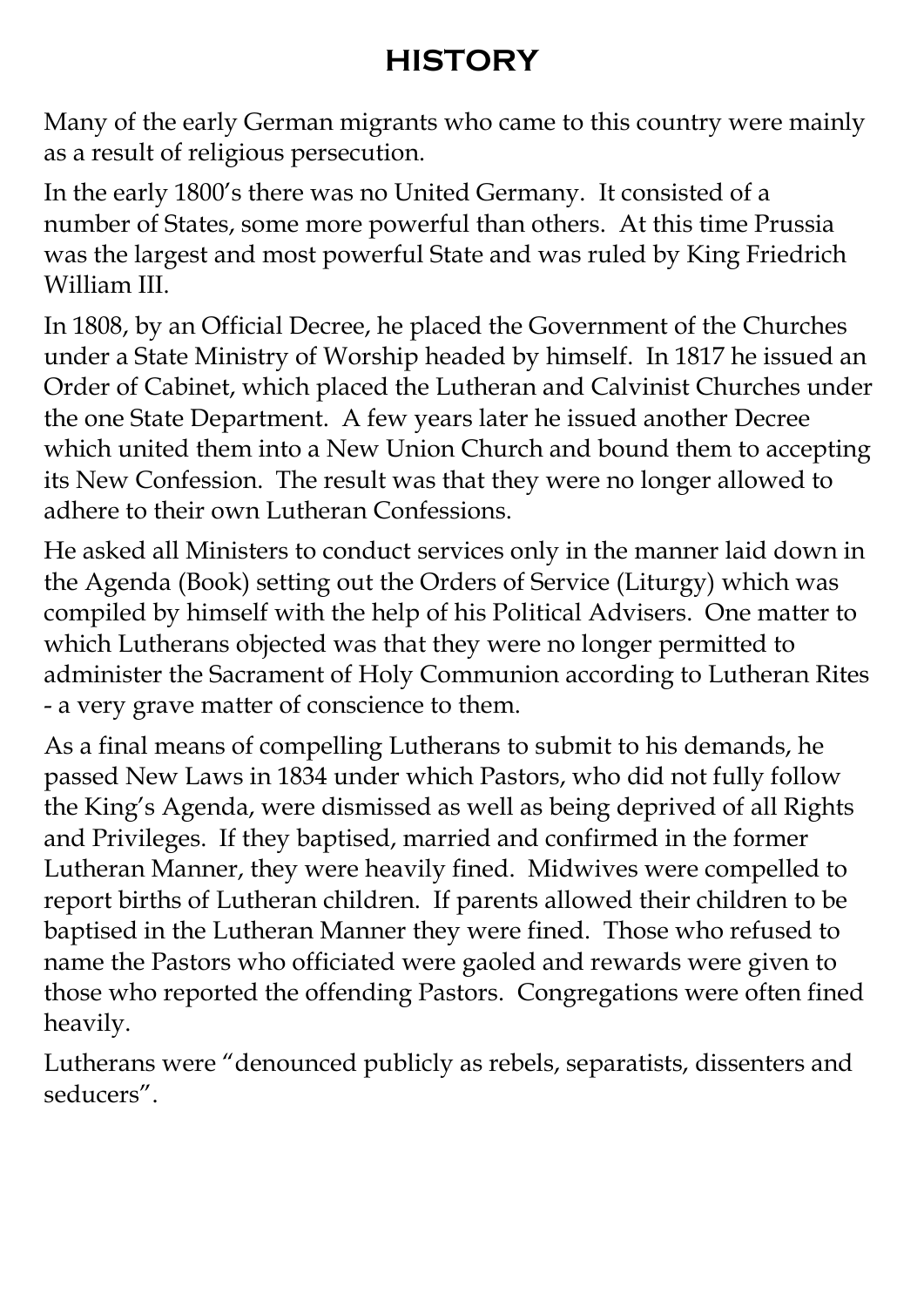# HISTORY

Many of the early German migrants who came to this country were mainly as a result of religious persecution.

In the early 1800's there was no United Germany. It consisted of a number of States, some more powerful than others. At this time Prussia was the largest and most powerful State and was ruled by King Friedrich William III.

In 1808, by an Official Decree, he placed the Government of the Churches under a State Ministry of Worship headed by himself. In 1817 he issued an Order of Cabinet, which placed the Lutheran and Calvinist Churches under the one State Department. A few years later he issued another Decree which united them into a New Union Church and bound them to accepting its New Confession. The result was that they were no longer allowed to adhere to their own Lutheran Confessions.

He asked all Ministers to conduct services only in the manner laid down in the Agenda (Book) setting out the Orders of Service (Liturgy) which was compiled by himself with the help of his Political Advisers. One matter to which Lutherans objected was that they were no longer permitted to administer the Sacrament of Holy Communion according to Lutheran Rites - a very grave matter of conscience to them.

As a final means of compelling Lutherans to submit to his demands, he passed New Laws in 1834 under which Pastors, who did not fully follow the King's Agenda, were dismissed as well as being deprived of all Rights and Privileges. If they baptised, married and confirmed in the former Lutheran Manner, they were heavily fined. Midwives were compelled to report births of Lutheran children. If parents allowed their children to be baptised in the Lutheran Manner they were fined. Those who refused to name the Pastors who officiated were gaoled and rewards were given to those who reported the offending Pastors. Congregations were often fined heavily.

Lutherans were "denounced publicly as rebels, separatists, dissenters and seducers".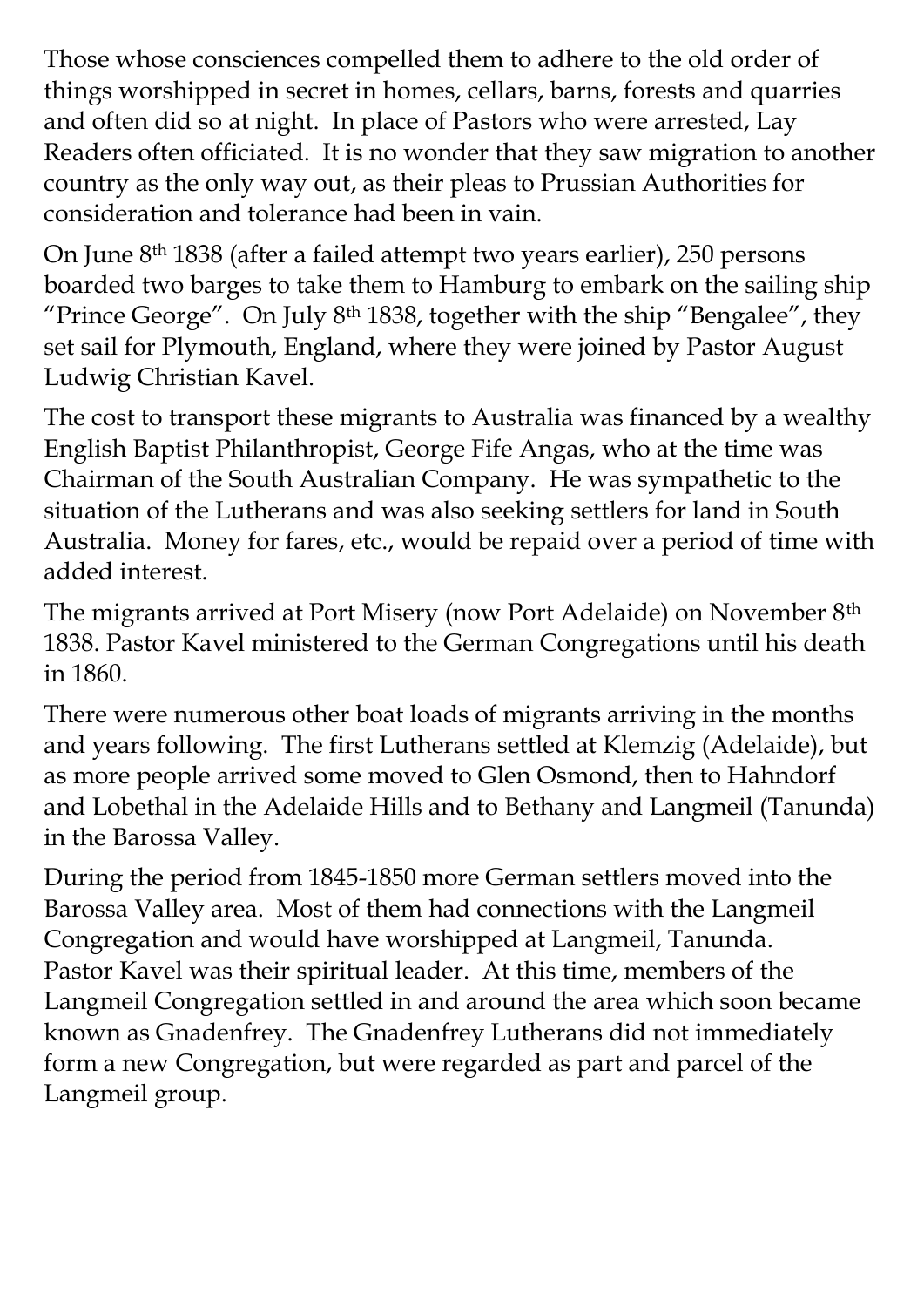Those whose consciences compelled them to adhere to the old order of things worshipped in secret in homes, cellars, barns, forests and quarries and often did so at night. In place of Pastors who were arrested, Lay Readers often officiated. It is no wonder that they saw migration to another country as the only way out, as their pleas to Prussian Authorities for consideration and tolerance had been in vain.

On June 8th 1838 (after a failed attempt two years earlier), 250 persons boarded two barges to take them to Hamburg to embark on the sailing ship "Prince George". On July 8th 1838, together with the ship "Bengalee", they set sail for Plymouth, England, where they were joined by Pastor August Ludwig Christian Kavel.

The cost to transport these migrants to Australia was financed by a wealthy English Baptist Philanthropist, George Fife Angas, who at the time was Chairman of the South Australian Company. He was sympathetic to the situation of the Lutherans and was also seeking settlers for land in South Australia. Money for fares, etc., would be repaid over a period of time with added interest.

The migrants arrived at Port Misery (now Port Adelaide) on November 8th 1838. Pastor Kavel ministered to the German Congregations until his death in 1860.

There were numerous other boat loads of migrants arriving in the months and years following. The first Lutherans settled at Klemzig (Adelaide), but as more people arrived some moved to Glen Osmond, then to Hahndorf and Lobethal in the Adelaide Hills and to Bethany and Langmeil (Tanunda) in the Barossa Valley.

During the period from 1845-1850 more German settlers moved into the Barossa Valley area. Most of them had connections with the Langmeil Congregation and would have worshipped at Langmeil, Tanunda. Pastor Kavel was their spiritual leader. At this time, members of the Langmeil Congregation settled in and around the area which soon became known as Gnadenfrey. The Gnadenfrey Lutherans did not immediately form a new Congregation, but were regarded as part and parcel of the Langmeil group.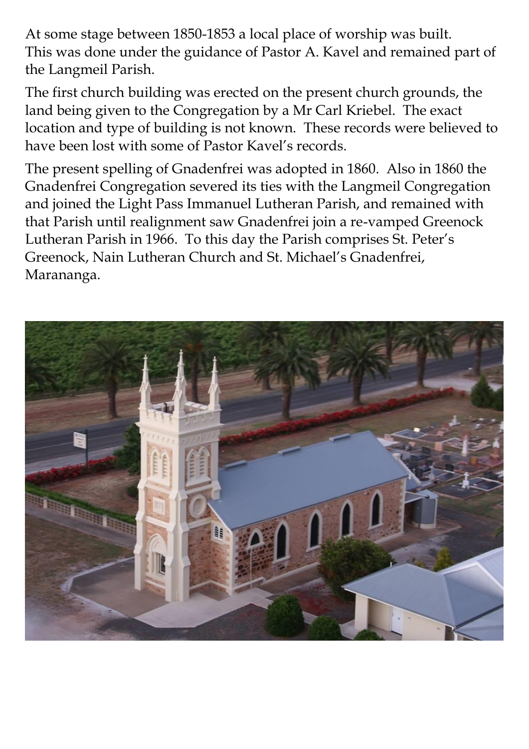At some stage between 1850-1853 a local place of worship was built. This was done under the guidance of Pastor A. Kavel and remained part of the Langmeil Parish.

The first church building was erected on the present church grounds, the land being given to the Congregation by a Mr Carl Kriebel. The exact location and type of building is not known. These records were believed to have been lost with some of Pastor Kavel's records.

The present spelling of Gnadenfrei was adopted in 1860. Also in 1860 the Gnadenfrei Congregation severed its ties with the Langmeil Congregation and joined the Light Pass Immanuel Lutheran Parish, and remained with that Parish until realignment saw Gnadenfrei join a re-vamped Greenock Lutheran Parish in 1966. To this day the Parish comprises St. Peter's Greenock, Nain Lutheran Church and St. Michael's Gnadenfrei, Marananga.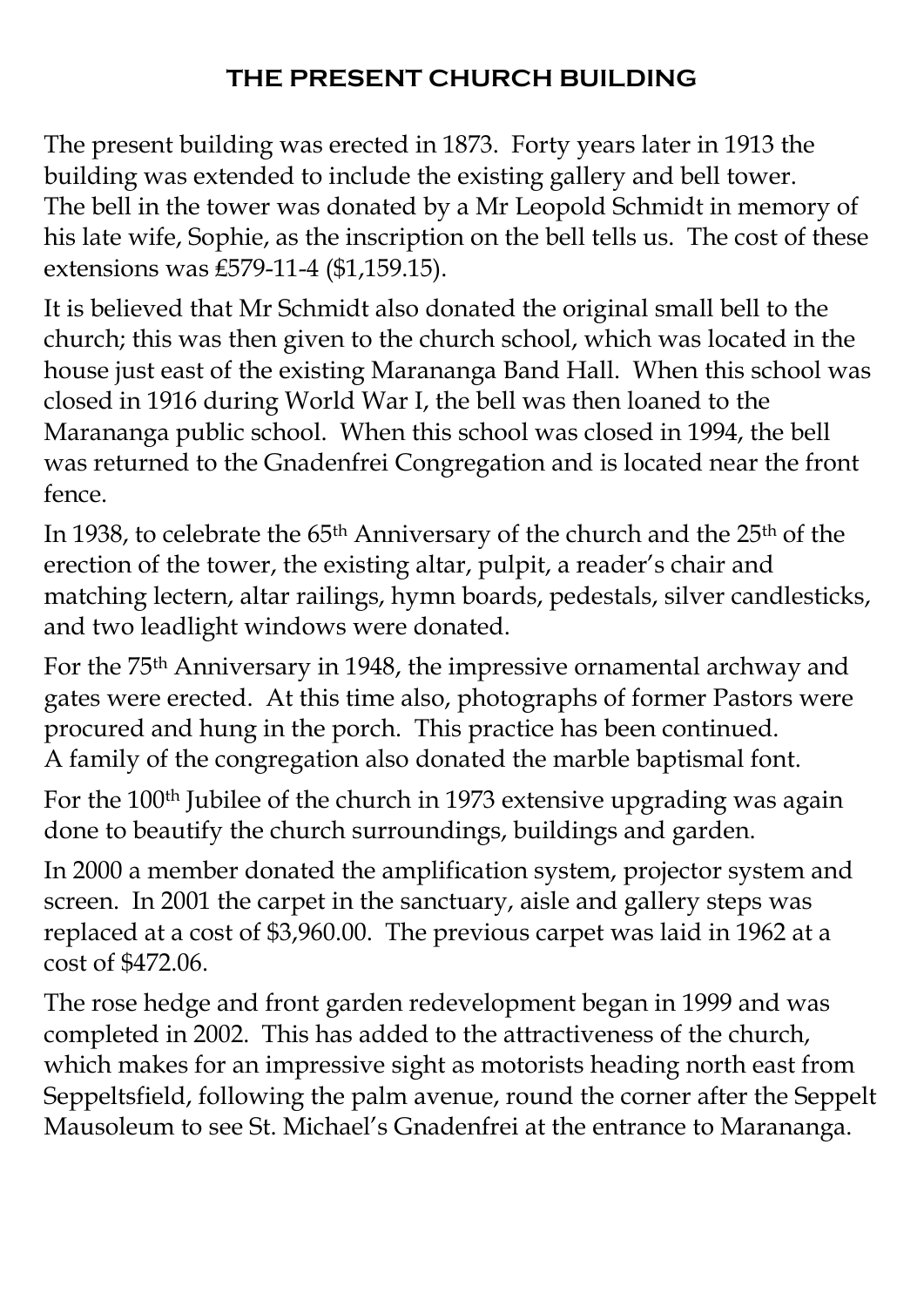## THE PRESENT CHURCH BUILDING

The present building was erected in 1873. Forty years later in 1913 the building was extended to include the existing gallery and bell tower. The bell in the tower was donated by a Mr Leopold Schmidt in memory of his late wife, Sophie, as the inscription on the bell tells us. The cost of these extensions was £579-11-4 ($1,159.15).

It is believed that Mr Schmidt also donated the original small bell to the church; this was then given to the church school, which was located in the house just east of the existing Marananga Band Hall. When this school was closed in 1916 during World War I, the bell was then loaned to the Marananga public school. When this school was closed in 1994, the bell was returned to the Gnadenfrei Congregation and is located near the front fence.

In 1938, to celebrate the 65th Anniversary of the church and the 25th of the erection of the tower, the existing altar, pulpit, a reader's chair and matching lectern, altar railings, hymn boards, pedestals, silver candlesticks, and two leadlight windows were donated.

For the 75th Anniversary in 1948, the impressive ornamental archway and gates were erected. At this time also, photographs of former Pastors were procured and hung in the porch. This practice has been continued. A family of the congregation also donated the marble baptismal font.

For the 100th Jubilee of the church in 1973 extensive upgrading was again done to beautify the church surroundings, buildings and garden.

In 2000 a member donated the amplification system, projector system and screen. In 2001 the carpet in the sanctuary, aisle and gallery steps was replaced at a cost of $3,960.00. The previous carpet was laid in 1962 at a cost of $472.06.

The rose hedge and front garden redevelopment began in 1999 and was completed in 2002. This has added to the attractiveness of the church, which makes for an impressive sight as motorists heading north east from Seppeltsfield, following the palm avenue, round the corner after the Seppelt Mausoleum to see St. Michael's Gnadenfrei at the entrance to Marananga.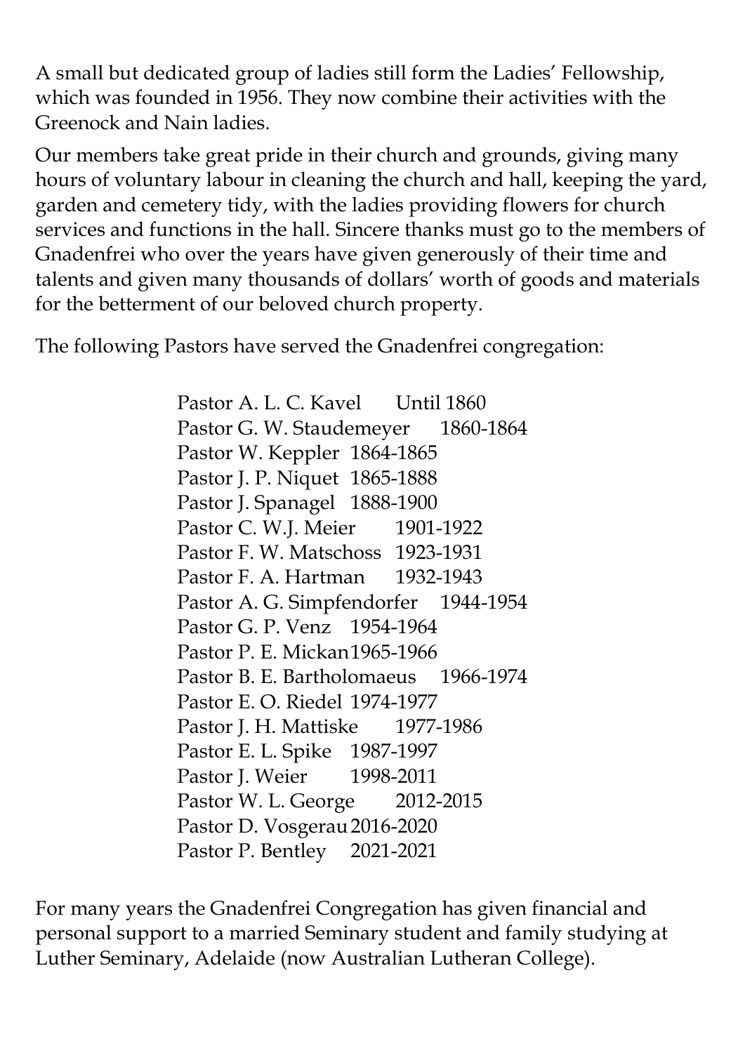A small but dedicated group of ladies still form the Ladies' Fellowship, which was founded in 1956. They now combine their activities with the Greenock and Nain ladies.

Our members take great pride in their church and grounds, giving many hours of voluntary labour in cleaning the church and hall, keeping the yard, garden and cemetery tidy, with the ladies providing flowers for church services and functions in the hall. Sincere thanks must go to the members of Gnadenfrei who over the years have given generously of their time and talents and given many thousands of dollars' worth of goods and materials for the betterment of our beloved church property.

The following Pastors have served the Gnadenfrei congregation:

| Pastor | Years |
| --- | --- |
| Pastor A. L. C. Kavel | Until 1860 |
| Pastor G. W. Staudemeyer | 1860-1864 |
| Pastor W. Keppler | 1864-1865 |
| Pastor J. P. Niquet | 1865-1888 |
| Pastor J. Spanagel | 1888-1900 |
| Pastor C. W.J. Meier | 1901-1922 |
| Pastor F. W. Matschoss | 1923-1931 |
| Pastor F. A. Hartman | 1932-1943 |
| Pastor A. G. Simpfendorfer | 1944-1954 |
| Pastor G. P. Venz | 1954-1964 |
| Pastor P. E. Mickan | 1965-1966 |
| Pastor B. E. Bartholomaeus | 1966-1974 |
| Pastor E. O. Riedel | 1974-1977 |
| Pastor J. H. Mattiske | 1977-1986 |
| Pastor E. L. Spike | 1987-1997 |
| Pastor J. Weier | 1998-2011 |
| Pastor W. L. George | 2012-2015 |
| Pastor D. Vosgerau | 2016-2020 |
| Pastor P. Bentley | 2021-2021 |

For many years the Gnadenfrei Congregation has given financial and personal support to a married Seminary student and family studying at Luther Seminary, Adelaide (now Australian Lutheran College).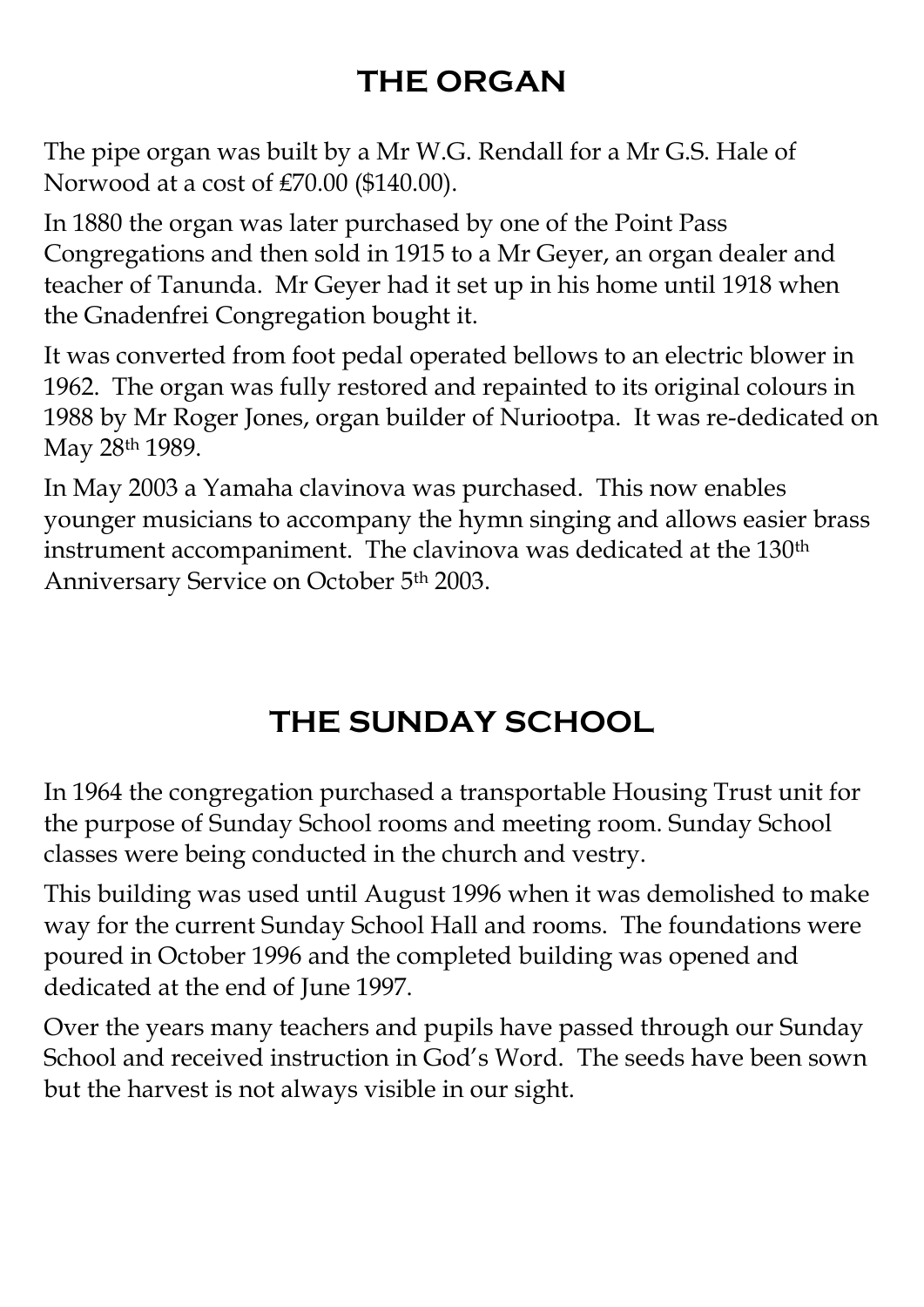## THE ORGAN

The pipe organ was built by a Mr W.G. Rendall for a Mr G.S. Hale of Norwood at a cost of £70.00 ($140.00).

In 1880 the organ was later purchased by one of the Point Pass Congregations and then sold in 1915 to a Mr Geyer, an organ dealer and teacher of Tanunda. Mr Geyer had it set up in his home until 1918 when the Gnadenfrei Congregation bought it.

It was converted from foot pedal operated bellows to an electric blower in 1962. The organ was fully restored and repainted to its original colours in 1988 by Mr Roger Jones, organ builder of Nuriootpa. It was re-dedicated on May 28th 1989.

In May 2003 a Yamaha clavinova was purchased. This now enables younger musicians to accompany the hymn singing and allows easier brass instrument accompaniment. The clavinova was dedicated at the 130th Anniversary Service on October 5th 2003.

## THE SUNDAY SCHOOL

In 1964 the congregation purchased a transportable Housing Trust unit for the purpose of Sunday School rooms and meeting room. Sunday School classes were being conducted in the church and vestry.

This building was used until August 1996 when it was demolished to make way for the current Sunday School Hall and rooms. The foundations were poured in October 1996 and the completed building was opened and dedicated at the end of June 1997.

Over the years many teachers and pupils have passed through our Sunday School and received instruction in God's Word. The seeds have been sown but the harvest is not always visible in our sight.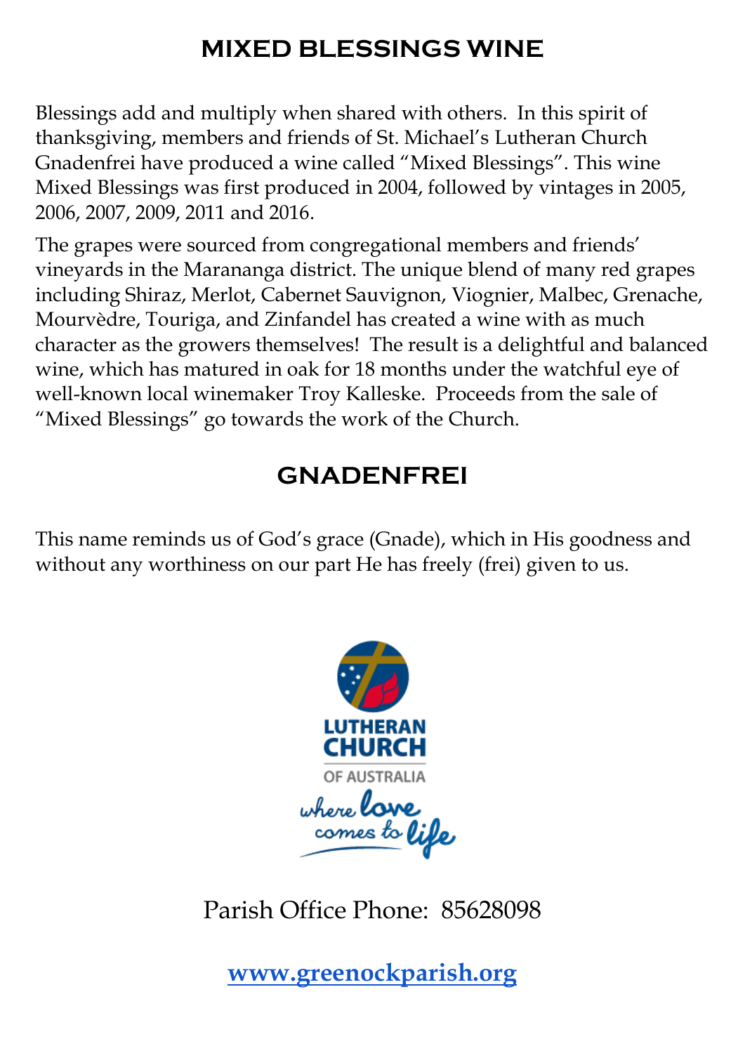# MIXED BLESSINGS WINE

Blessings add and multiply when shared with others. In this spirit of thanksgiving, members and friends of St. Michael's Lutheran Church Gnadenfrei have produced a wine called "Mixed Blessings". This wine Mixed Blessings was first produced in 2004, followed by vintages in 2005, 2006, 2007, 2009, 2011 and 2016.

The grapes were sourced from congregational members and friends' vineyards in the Marananga district. The unique blend of many red grapes including Shiraz, Merlot, Cabernet Sauvignon, Viognier, Malbec, Grenache, Mourvèdre, Touriga, and Zinfandel has created a wine with as much character as the growers themselves! The result is a delightful and balanced wine, which has matured in oak for 18 months under the watchful eye of well-known local winemaker Troy Kalleske. Proceeds from the sale of "Mixed Blessings" go towards the work of the Church.

# GNADENFREI

This name reminds us of God's grace (Gnade), which in His goodness and without any worthiness on our part He has freely (frei) given to us.

LUTHERAN CHURCH OF AUSTRALIA

where love comes to life

Parish Office Phone: 85628098

[www.greenockparish.org](http://www.greenockparish.org)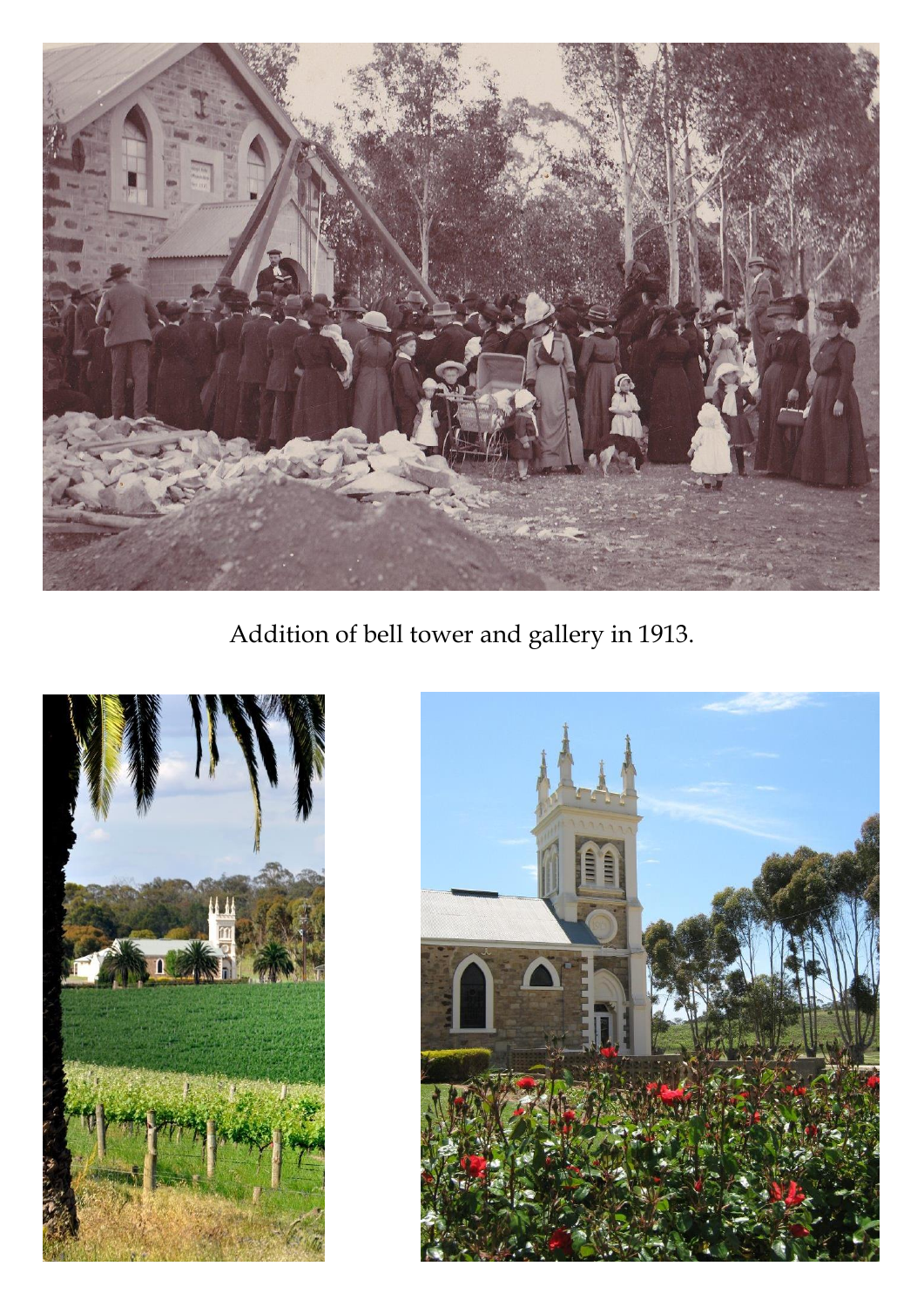Addition of bell tower and gallery in 1913.